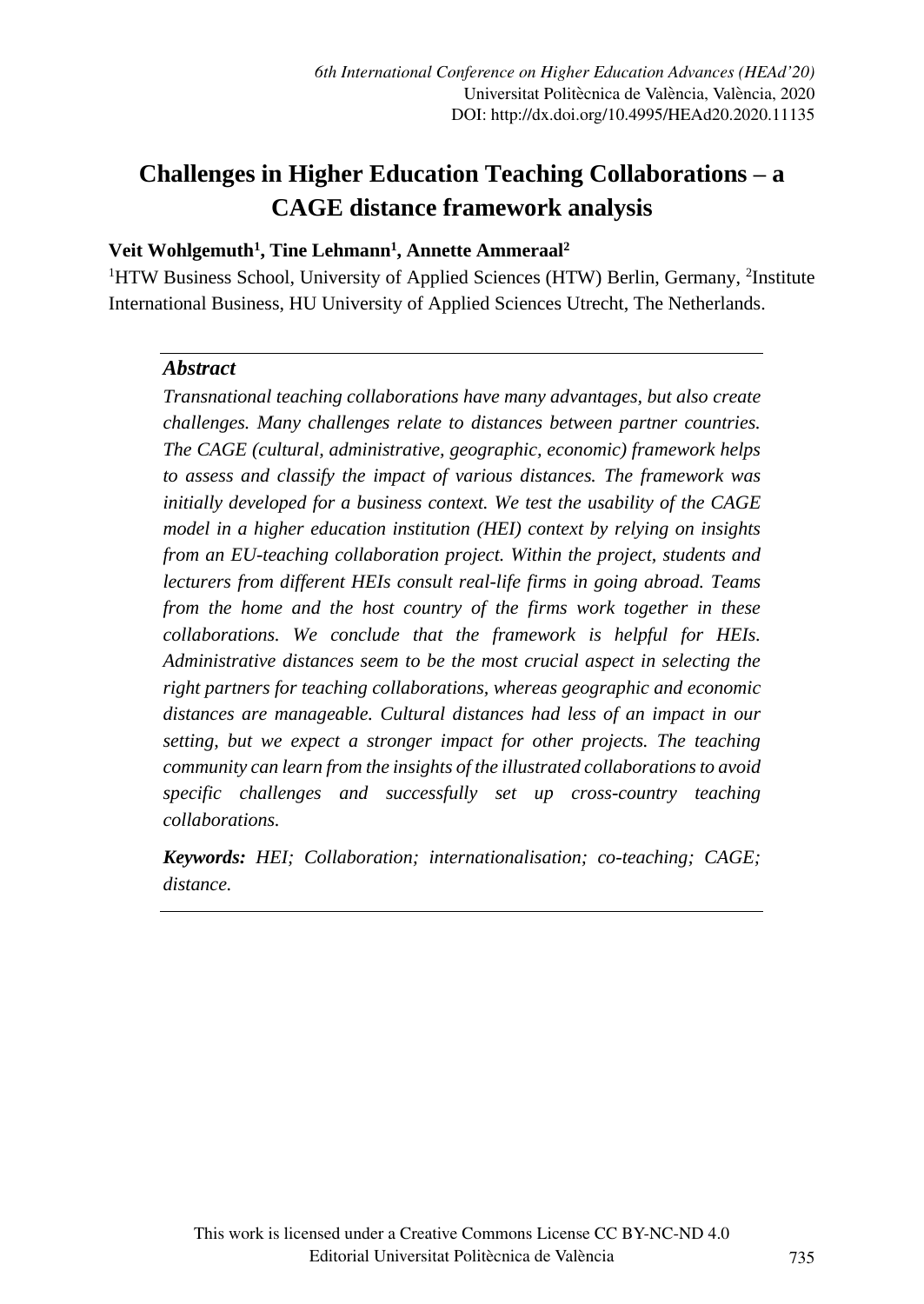# Challenges in Higher Education Teaching Collaborations – a CAGE distance framework analysis

**Veit Wohlgemuth[1], Tine Lehmann[1], Annette Ammeraal[2]**

[1]HTW Business School, University of Applied Sciences (HTW) Berlin, Germany, [2]Institute International Business, HU University of Applied Sciences Utrecht, The Netherlands.

### *Abstract*

*Transnational teaching collaborations have many advantages, but also create challenges. Many challenges relate to distances between partner countries. The CAGE (cultural, administrative, geographic, economic) framework helps to assess and classify the impact of various distances. The framework was initially developed for a business context. We test the usability of the CAGE model in a higher education institution (HEI) context by relying on insights from an EU-teaching collaboration project. Within the project, students and lecturers from different HEIs consult real-life firms in going abroad. Teams from the home and the host country of the firms work together in these collaborations. We conclude that the framework is helpful for HEIs. Administrative distances seem to be the most crucial aspect in selecting the right partners for teaching collaborations, whereas geographic and economic distances are manageable. Cultural distances had less of an impact in our setting, but we expect a stronger impact for other projects. The teaching community can learn from the insights of the illustrated collaborations to avoid specific challenges and successfully set up cross-country teaching collaborations.*

***Keywords:*** *HEI; Collaboration; internationalisation; co-teaching; CAGE; distance.*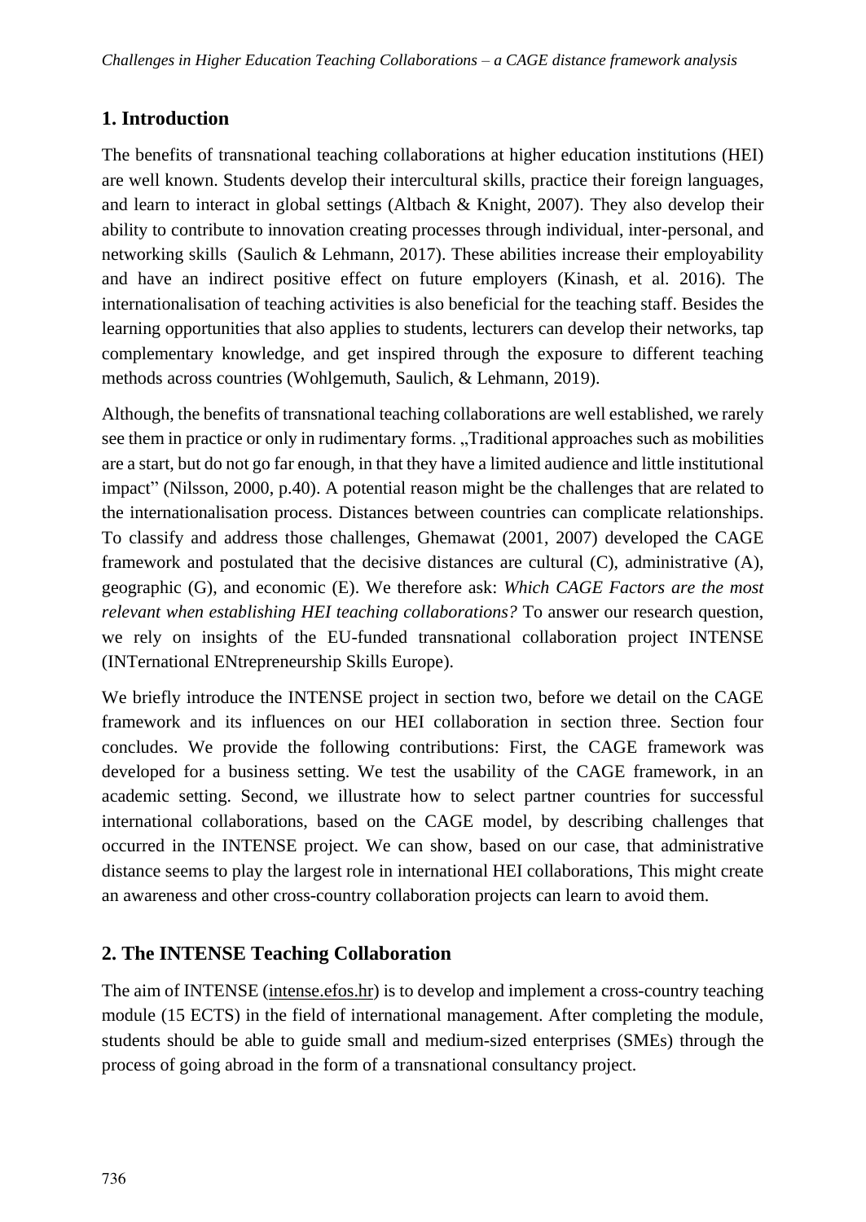## 1. Introduction

The benefits of transnational teaching collaborations at higher education institutions (HEI) are well known. Students develop their intercultural skills, practice their foreign languages, and learn to interact in global settings (Altbach & Knight, 2007). They also develop their ability to contribute to innovation creating processes through individual, inter-personal, and networking skills (Saulich & Lehmann, 2017). These abilities increase their employability and have an indirect positive effect on future employers (Kinash, et al. 2016). The internationalisation of teaching activities is also beneficial for the teaching staff. Besides the learning opportunities that also applies to students, lecturers can develop their networks, tap complementary knowledge, and get inspired through the exposure to different teaching methods across countries (Wohlgemuth, Saulich, & Lehmann, 2019).

Although, the benefits of transnational teaching collaborations are well established, we rarely see them in practice or only in rudimentary forms. „Traditional approaches such as mobilities are a start, but do not go far enough, in that they have a limited audience and little institutional impact" (Nilsson, 2000, p.40). A potential reason might be the challenges that are related to the internationalisation process. Distances between countries can complicate relationships. To classify and address those challenges, Ghemawat (2001, 2007) developed the CAGE framework and postulated that the decisive distances are cultural (C), administrative (A), geographic (G), and economic (E). We therefore ask: *Which CAGE Factors are the most relevant when establishing HEI teaching collaborations?* To answer our research question, we rely on insights of the EU-funded transnational collaboration project INTENSE (INTernational ENtrepreneurship Skills Europe).

We briefly introduce the INTENSE project in section two, before we detail on the CAGE framework and its influences on our HEI collaboration in section three. Section four concludes. We provide the following contributions: First, the CAGE framework was developed for a business setting. We test the usability of the CAGE framework, in an academic setting. Second, we illustrate how to select partner countries for successful international collaborations, based on the CAGE model, by describing challenges that occurred in the INTENSE project. We can show, based on our case, that administrative distance seems to play the largest role in international HEI collaborations, This might create an awareness and other cross-country collaboration projects can learn to avoid them.

## 2. The INTENSE Teaching Collaboration

The aim of INTENSE (intense.efos.hr) is to develop and implement a cross-country teaching module (15 ECTS) in the field of international management. After completing the module, students should be able to guide small and medium-sized enterprises (SMEs) through the process of going abroad in the form of a transnational consultancy project.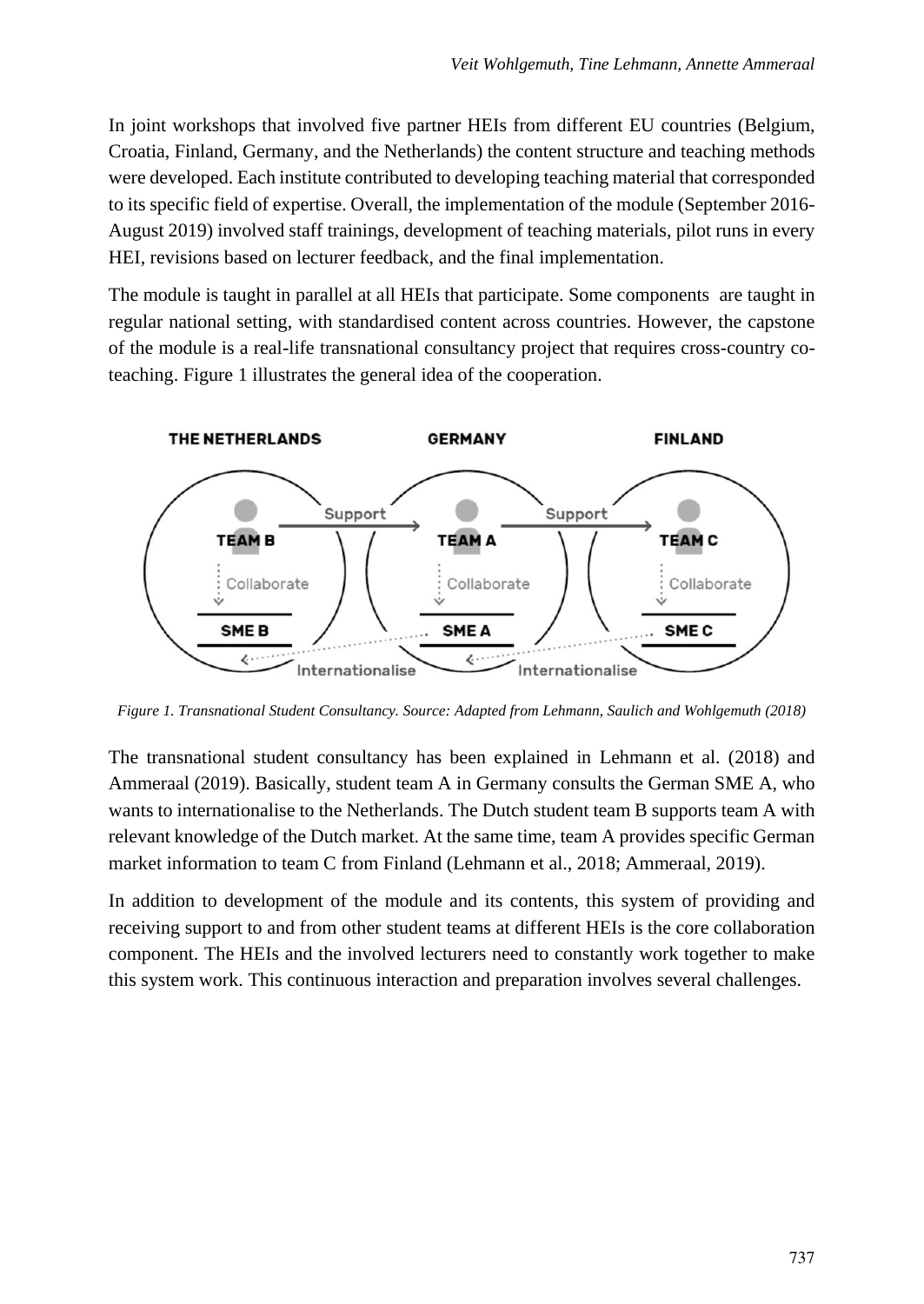In joint workshops that involved five partner HEIs from different EU countries (Belgium, Croatia, Finland, Germany, and the Netherlands) the content structure and teaching methods were developed. Each institute contributed to developing teaching material that corresponded to its specific field of expertise. Overall, the implementation of the module (September 2016-August 2019) involved staff trainings, development of teaching materials, pilot runs in every HEI, revisions based on lecturer feedback, and the final implementation.

The module is taught in parallel at all HEIs that participate. Some components are taught in regular national setting, with standardised content across countries. However, the capstone of the module is a real-life transnational consultancy project that requires cross-country co-teaching. Figure 1 illustrates the general idea of the cooperation.

*Figure 1. Transnational Student Consultancy. Source: Adapted from Lehmann, Saulich and Wohlgemuth (2018)*

The transnational student consultancy has been explained in Lehmann et al. (2018) and Ammeraal (2019). Basically, student team A in Germany consults the German SME A, who wants to internationalise to the Netherlands. The Dutch student team B supports team A with relevant knowledge of the Dutch market. At the same time, team A provides specific German market information to team C from Finland (Lehmann et al., 2018; Ammeraal, 2019).

In addition to development of the module and its contents, this system of providing and receiving support to and from other student teams at different HEIs is the core collaboration component. The HEIs and the involved lecturers need to constantly work together to make this system work. This continuous interaction and preparation involves several challenges.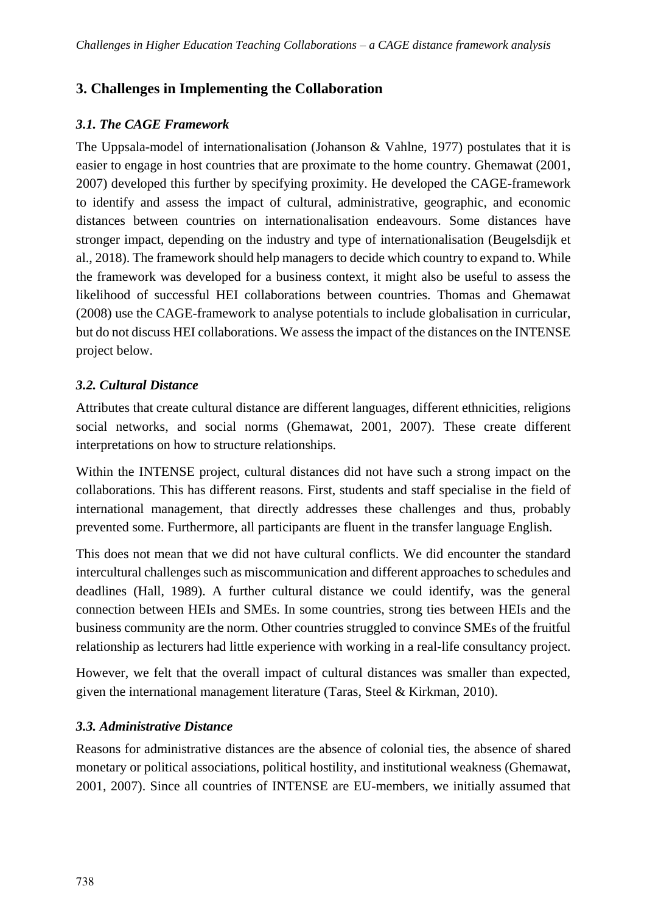## 3. Challenges in Implementing the Collaboration

### *3.1. The CAGE Framework*

The Uppsala-model of internationalisation (Johanson & Vahlne, 1977) postulates that it is easier to engage in host countries that are proximate to the home country. Ghemawat (2001, 2007) developed this further by specifying proximity. He developed the CAGE-framework to identify and assess the impact of cultural, administrative, geographic, and economic distances between countries on internationalisation endeavours. Some distances have stronger impact, depending on the industry and type of internationalisation (Beugelsdijk et al., 2018). The framework should help managers to decide which country to expand to. While the framework was developed for a business context, it might also be useful to assess the likelihood of successful HEI collaborations between countries. Thomas and Ghemawat (2008) use the CAGE-framework to analyse potentials to include globalisation in curricular, but do not discuss HEI collaborations. We assess the impact of the distances on the INTENSE project below.

### *3.2. Cultural Distance*

Attributes that create cultural distance are different languages, different ethnicities, religions social networks, and social norms (Ghemawat, 2001, 2007). These create different interpretations on how to structure relationships.

Within the INTENSE project, cultural distances did not have such a strong impact on the collaborations. This has different reasons. First, students and staff specialise in the field of international management, that directly addresses these challenges and thus, probably prevented some. Furthermore, all participants are fluent in the transfer language English.

This does not mean that we did not have cultural conflicts. We did encounter the standard intercultural challenges such as miscommunication and different approaches to schedules and deadlines (Hall, 1989). A further cultural distance we could identify, was the general connection between HEIs and SMEs. In some countries, strong ties between HEIs and the business community are the norm. Other countries struggled to convince SMEs of the fruitful relationship as lecturers had little experience with working in a real-life consultancy project.

However, we felt that the overall impact of cultural distances was smaller than expected, given the international management literature (Taras, Steel & Kirkman, 2010).

### *3.3. Administrative Distance*

Reasons for administrative distances are the absence of colonial ties, the absence of shared monetary or political associations, political hostility, and institutional weakness (Ghemawat, 2001, 2007). Since all countries of INTENSE are EU-members, we initially assumed that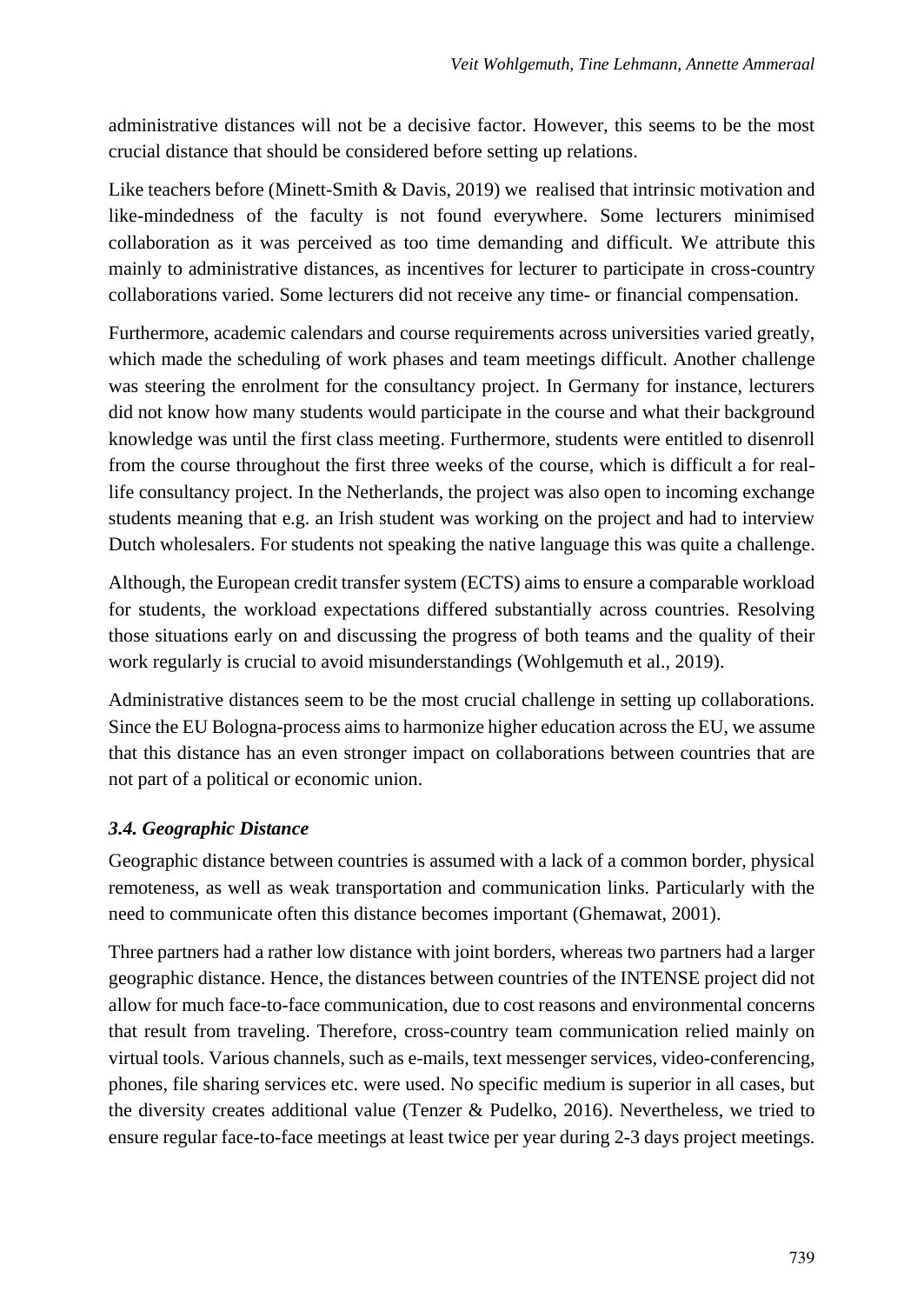administrative distances will not be a decisive factor. However, this seems to be the most crucial distance that should be considered before setting up relations.

Like teachers before (Minett-Smith & Davis, 2019) we realised that intrinsic motivation and like-mindedness of the faculty is not found everywhere. Some lecturers minimised collaboration as it was perceived as too time demanding and difficult. We attribute this mainly to administrative distances, as incentives for lecturer to participate in cross-country collaborations varied. Some lecturers did not receive any time- or financial compensation.

Furthermore, academic calendars and course requirements across universities varied greatly, which made the scheduling of work phases and team meetings difficult. Another challenge was steering the enrolment for the consultancy project. In Germany for instance, lecturers did not know how many students would participate in the course and what their background knowledge was until the first class meeting. Furthermore, students were entitled to disenroll from the course throughout the first three weeks of the course, which is difficult a for real-life consultancy project. In the Netherlands, the project was also open to incoming exchange students meaning that e.g. an Irish student was working on the project and had to interview Dutch wholesalers. For students not speaking the native language this was quite a challenge.

Although, the European credit transfer system (ECTS) aims to ensure a comparable workload for students, the workload expectations differed substantially across countries. Resolving those situations early on and discussing the progress of both teams and the quality of their work regularly is crucial to avoid misunderstandings (Wohlgemuth et al., 2019).

Administrative distances seem to be the most crucial challenge in setting up collaborations. Since the EU Bologna-process aims to harmonize higher education across the EU, we assume that this distance has an even stronger impact on collaborations between countries that are not part of a political or economic union.

### *3.4. Geographic Distance*

Geographic distance between countries is assumed with a lack of a common border, physical remoteness, as well as weak transportation and communication links. Particularly with the need to communicate often this distance becomes important (Ghemawat, 2001).

Three partners had a rather low distance with joint borders, whereas two partners had a larger geographic distance. Hence, the distances between countries of the INTENSE project did not allow for much face-to-face communication, due to cost reasons and environmental concerns that result from traveling. Therefore, cross-country team communication relied mainly on virtual tools. Various channels, such as e-mails, text messenger services, video-conferencing, phones, file sharing services etc. were used. No specific medium is superior in all cases, but the diversity creates additional value (Tenzer & Pudelko, 2016). Nevertheless, we tried to ensure regular face-to-face meetings at least twice per year during 2-3 days project meetings.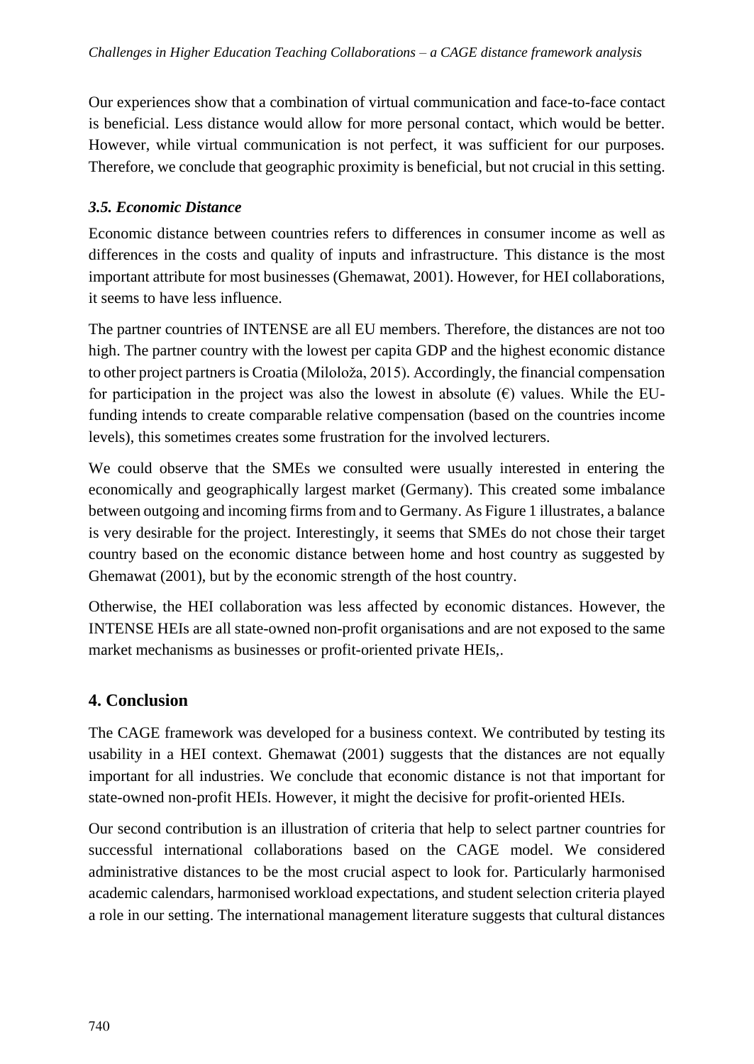Our experiences show that a combination of virtual communication and face-to-face contact is beneficial. Less distance would allow for more personal contact, which would be better. However, while virtual communication is not perfect, it was sufficient for our purposes. Therefore, we conclude that geographic proximity is beneficial, but not crucial in this setting.

### *3.5. Economic Distance*

Economic distance between countries refers to differences in consumer income as well as differences in the costs and quality of inputs and infrastructure. This distance is the most important attribute for most businesses (Ghemawat, 2001). However, for HEI collaborations, it seems to have less influence.

The partner countries of INTENSE are all EU members. Therefore, the distances are not too high. The partner country with the lowest per capita GDP and the highest economic distance to other project partners is Croatia (Miloloža, 2015). Accordingly, the financial compensation for participation in the project was also the lowest in absolute (€) values. While the EU-funding intends to create comparable relative compensation (based on the countries income levels), this sometimes creates some frustration for the involved lecturers.

We could observe that the SMEs we consulted were usually interested in entering the economically and geographically largest market (Germany). This created some imbalance between outgoing and incoming firms from and to Germany. As Figure 1 illustrates, a balance is very desirable for the project. Interestingly, it seems that SMEs do not chose their target country based on the economic distance between home and host country as suggested by Ghemawat (2001), but by the economic strength of the host country.

Otherwise, the HEI collaboration was less affected by economic distances. However, the INTENSE HEIs are all state-owned non-profit organisations and are not exposed to the same market mechanisms as businesses or profit-oriented private HEIs,.

## 4. Conclusion

The CAGE framework was developed for a business context. We contributed by testing its usability in a HEI context. Ghemawat (2001) suggests that the distances are not equally important for all industries. We conclude that economic distance is not that important for state-owned non-profit HEIs. However, it might the decisive for profit-oriented HEIs.

Our second contribution is an illustration of criteria that help to select partner countries for successful international collaborations based on the CAGE model. We considered administrative distances to be the most crucial aspect to look for. Particularly harmonised academic calendars, harmonised workload expectations, and student selection criteria played a role in our setting. The international management literature suggests that cultural distances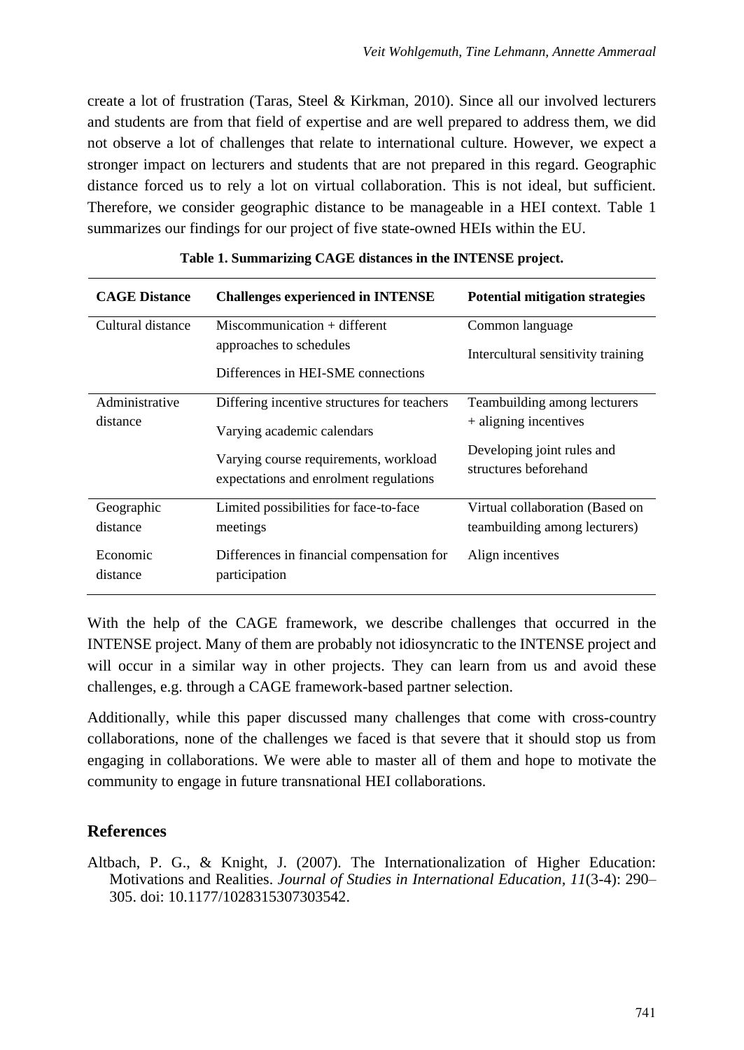create a lot of frustration (Taras, Steel & Kirkman, 2010). Since all our involved lecturers and students are from that field of expertise and are well prepared to address them, we did not observe a lot of challenges that relate to international culture. However, we expect a stronger impact on lecturers and students that are not prepared in this regard. Geographic distance forced us to rely a lot on virtual collaboration. This is not ideal, but sufficient. Therefore, we consider geographic distance to be manageable in a HEI context. Table 1 summarizes our findings for our project of five state-owned HEIs within the EU.

**Table 1. Summarizing CAGE distances in the INTENSE project.**

| CAGE Distance | Challenges experienced in INTENSE | Potential mitigation strategies |
|---|---|---|
| Cultural distance | Miscommunication + different approaches to schedules<br>Differences in HEI-SME connections | Common language<br>Intercultural sensitivity training |
| Administrative distance | Differing incentive structures for teachers<br>Varying academic calendars<br>Varying course requirements, workload expectations and enrolment regulations | Teambuilding among lecturers + aligning incentives<br>Developing joint rules and structures beforehand |
| Geographic distance | Limited possibilities for face-to-face meetings | Virtual collaboration (Based on teambuilding among lecturers) |
| Economic distance | Differences in financial compensation for participation | Align incentives |

With the help of the CAGE framework, we describe challenges that occurred in the INTENSE project. Many of them are probably not idiosyncratic to the INTENSE project and will occur in a similar way in other projects. They can learn from us and avoid these challenges, e.g. through a CAGE framework-based partner selection.

Additionally, while this paper discussed many challenges that come with cross-country collaborations, none of the challenges we faced is that severe that it should stop us from engaging in collaborations. We were able to master all of them and hope to motivate the community to engage in future transnational HEI collaborations.

## References

Altbach, P. G., & Knight, J. (2007). The Internationalization of Higher Education: Motivations and Realities. *Journal of Studies in International Education, 11*(3-4): 290–305. doi: 10.1177/1028315307303542.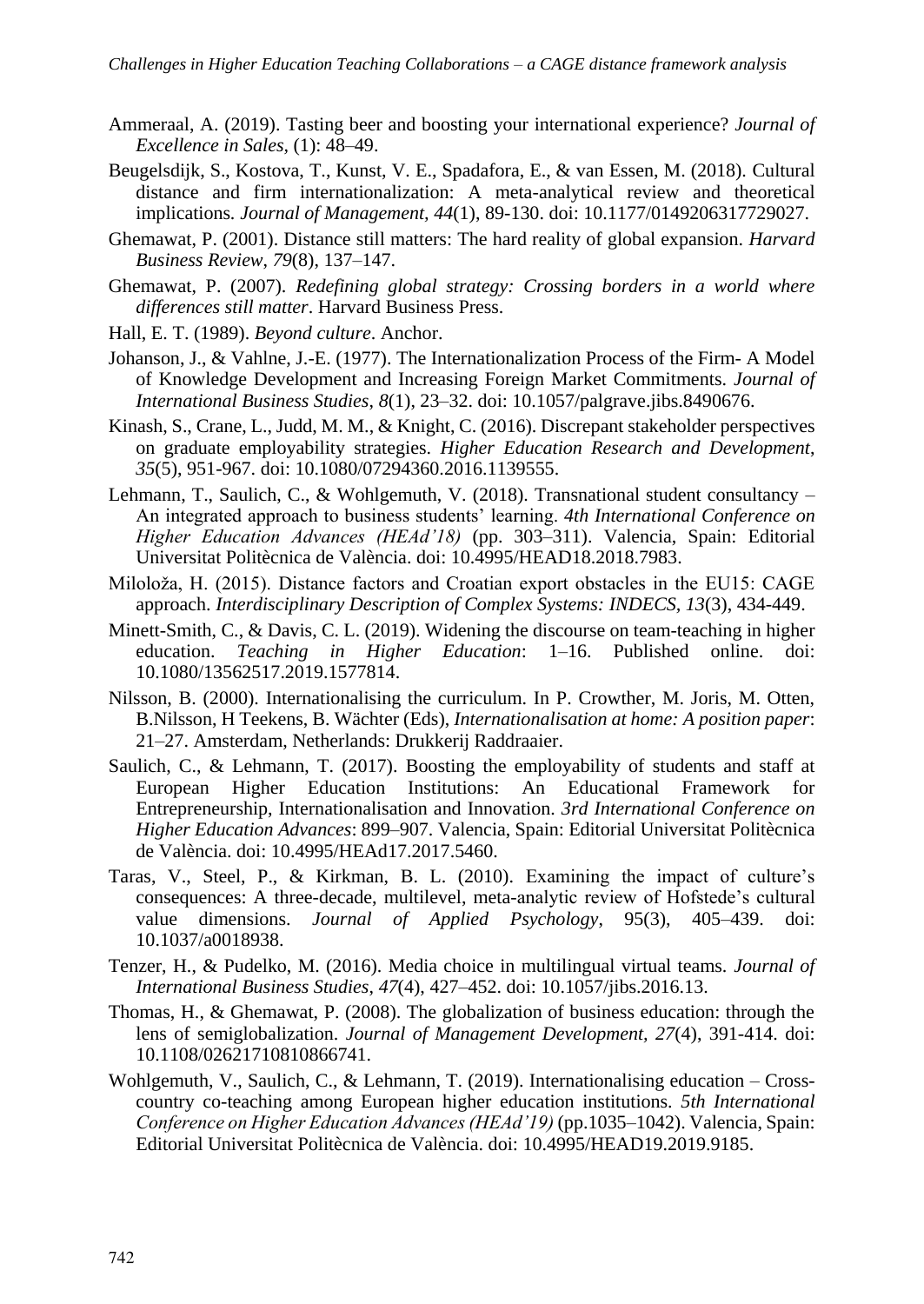Ammeraal, A. (2019). Tasting beer and boosting your international experience? *Journal of Excellence in Sales*, (1): 48–49.

Beugelsdijk, S., Kostova, T., Kunst, V. E., Spadafora, E., & van Essen, M. (2018). Cultural distance and firm internationalization: A meta-analytical review and theoretical implications. *Journal of Management, 44*(1), 89-130. doi: 10.1177/0149206317729027.

Ghemawat, P. (2001). Distance still matters: The hard reality of global expansion. *Harvard Business Review*, *79*(8), 137–147.

Ghemawat, P. (2007). *Redefining global strategy: Crossing borders in a world where differences still matter*. Harvard Business Press.

Hall, E. T. (1989). *Beyond culture*. Anchor.

Johanson, J., & Vahlne, J.-E. (1977). The Internationalization Process of the Firm- A Model of Knowledge Development and Increasing Foreign Market Commitments. *Journal of International Business Studies*, *8*(1), 23–32. doi: 10.1057/palgrave.jibs.8490676.

Kinash, S., Crane, L., Judd, M. M., & Knight, C. (2016). Discrepant stakeholder perspectives on graduate employability strategies. *Higher Education Research and Development*, *35*(5), 951-967. doi: 10.1080/07294360.2016.1139555.

Lehmann, T., Saulich, C., & Wohlgemuth, V. (2018). Transnational student consultancy – An integrated approach to business students' learning. *4th International Conference on Higher Education Advances (HEAd'18)* (pp. 303–311). Valencia, Spain: Editorial Universitat Politècnica de València. doi: 10.4995/HEAD18.2018.7983.

Miloloža, H. (2015). Distance factors and Croatian export obstacles in the EU15: CAGE approach. *Interdisciplinary Description of Complex Systems: INDECS, 13*(3), 434-449.

Minett-Smith, C., & Davis, C. L. (2019). Widening the discourse on team-teaching in higher education. *Teaching in Higher Education*: 1–16. Published online. doi: 10.1080/13562517.2019.1577814.

Nilsson, B. (2000). Internationalising the curriculum. In P. Crowther, M. Joris, M. Otten, B.Nilsson, H Teekens, B. Wächter (Eds), *Internationalisation at home: A position paper*: 21–27. Amsterdam, Netherlands: Drukkerij Raddraaier.

Saulich, C., & Lehmann, T. (2017). Boosting the employability of students and staff at European Higher Education Institutions: An Educational Framework for Entrepreneurship, Internationalisation and Innovation. *3rd International Conference on Higher Education Advances*: 899–907. Valencia, Spain: Editorial Universitat Politècnica de València. doi: 10.4995/HEAd17.2017.5460.

Taras, V., Steel, P., & Kirkman, B. L. (2010). Examining the impact of culture's consequences: A three-decade, multilevel, meta-analytic review of Hofstede's cultural value dimensions. *Journal of Applied Psychology*, 95(3), 405–439. doi: 10.1037/a0018938.

Tenzer, H., & Pudelko, M. (2016). Media choice in multilingual virtual teams. *Journal of International Business Studies*, *47*(4), 427–452. doi: 10.1057/jibs.2016.13.

Thomas, H., & Ghemawat, P. (2008). The globalization of business education: through the lens of semiglobalization. *Journal of Management Development, 27*(4), 391-414. doi: 10.1108/02621710810866741.

Wohlgemuth, V., Saulich, C., & Lehmann, T. (2019). Internationalising education – Cross-country co-teaching among European higher education institutions. *5th International Conference on Higher Education Advances (HEAd'19)* (pp.1035–1042). Valencia, Spain: Editorial Universitat Politècnica de València. doi: 10.4995/HEAD19.2019.9185.